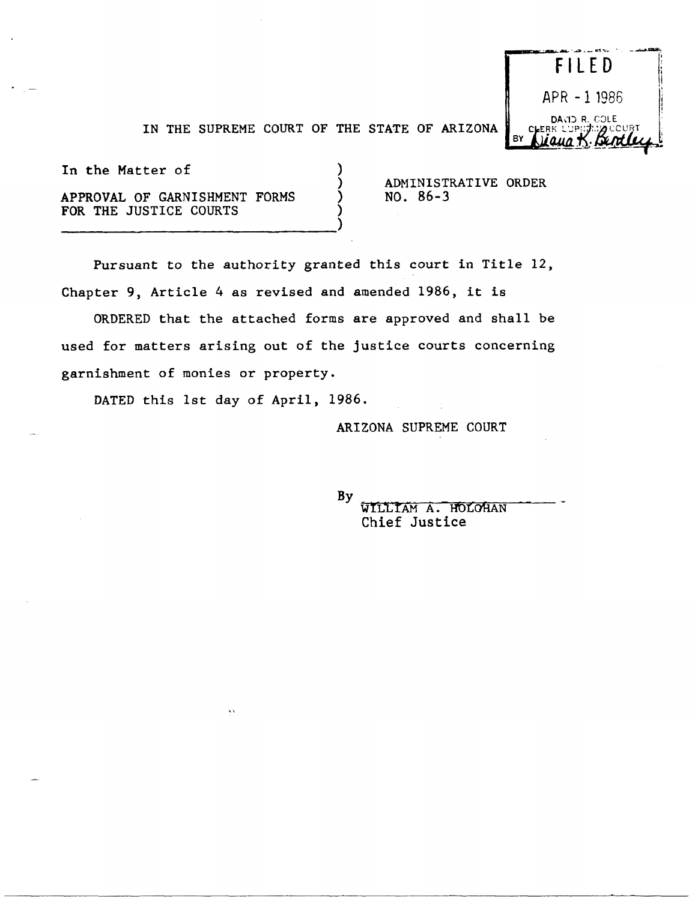FILED

APR - 1 1986

DAVID R. COLE
CLERK SUPREME COURT
BY Diana K. Bentley

IN THE SUPREME COURT OF THE STATE OF ARIZONA

In the Matter of

APPROVAL OF GARNISHMENT FORMS FOR THE JUSTICE COURTS

ADMINISTRATIVE ORDER NO. 86-3

Pursuant to the authority granted this court in Title 12, Chapter 9, Article 4 as revised and amended 1986, it is

ORDERED that the attached forms are approved and shall be used for matters arising out of the justice courts concerning garnishment of monies or property.

DATED this 1st day of April, 1986.

ARIZONA SUPREME COURT

By ______________________
WILLIAM A. HOLOHAN
Chief Justice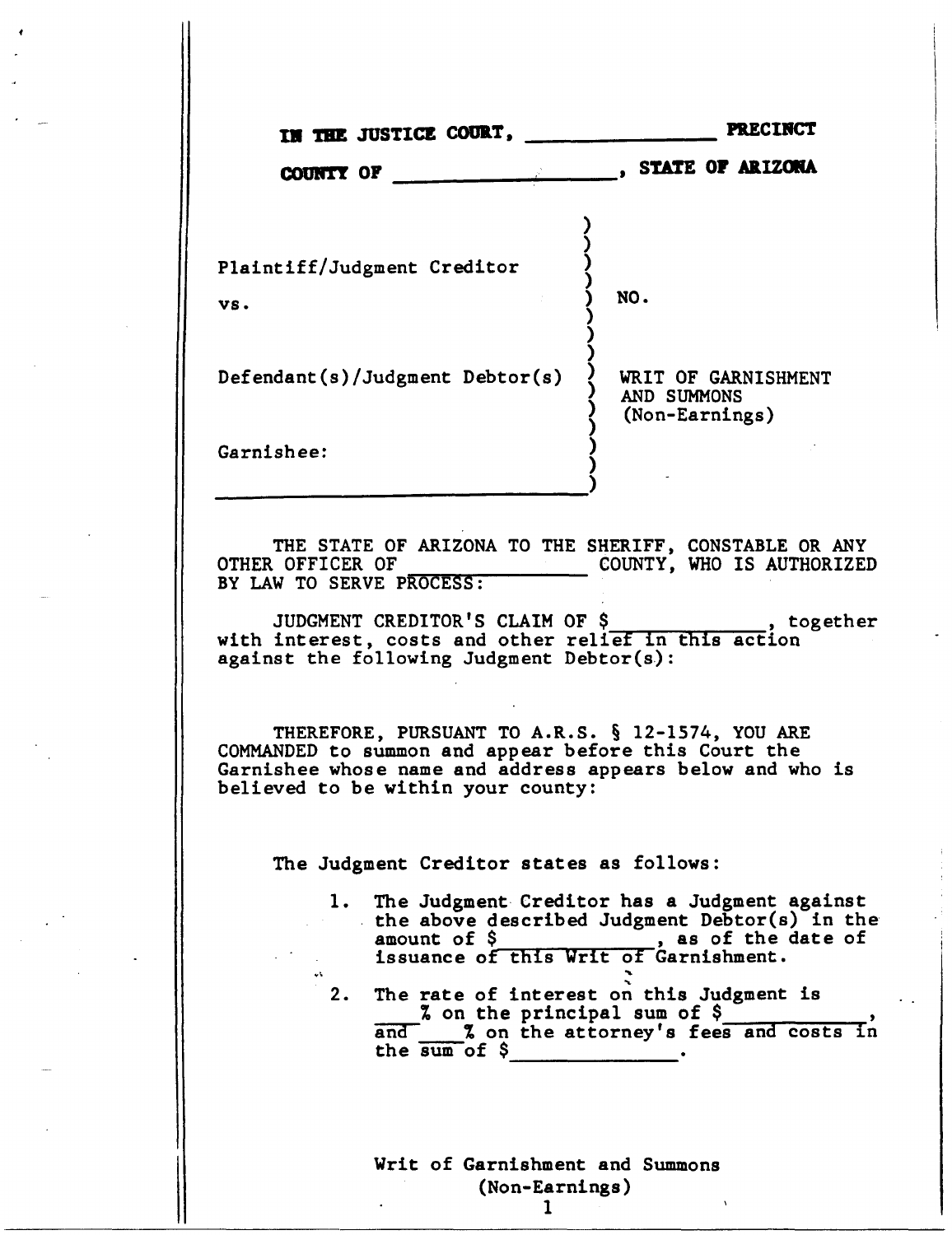IN THE JUSTICE COURT, _______________ PRECINCT

COUNTY OF ___________________, STATE OF ARIZONA

| | |
|---|---|
| Plaintiff/Judgment Creditor | NO. |
| vs. | |
| Defendant(s)/Judgment Debtor(s) | WRIT OF GARNISHMENT AND SUMMONS (Non-Earnings) |
| Garnishee: | |

THE STATE OF ARIZONA TO THE SHERIFF, CONSTABLE OR ANY OTHER OFFICER OF _______________ COUNTY, WHO IS AUTHORIZED BY LAW TO SERVE PROCESS:

JUDGMENT CREDITOR'S CLAIM OF $_____________, together with interest, costs and other relief in this action against the following Judgment Debtor(s):

THEREFORE, PURSUANT TO A.R.S. § 12-1574, YOU ARE COMMANDED to summon and appear before this Court the Garnishee whose name and address appears below and who is believed to be within your county:

The Judgment Creditor states as follows:

1. The Judgment Creditor has a Judgment against the above described Judgment Debtor(s) in the amount of $_____________, as of the date of issuance of this Writ of Garnishment.

2. The rate of interest on this Judgment is ____% on the principal sum of $___________, and ____% on the attorney's fees and costs in the sum of $______________.

Writ of Garnishment and Summons
(Non-Earnings)